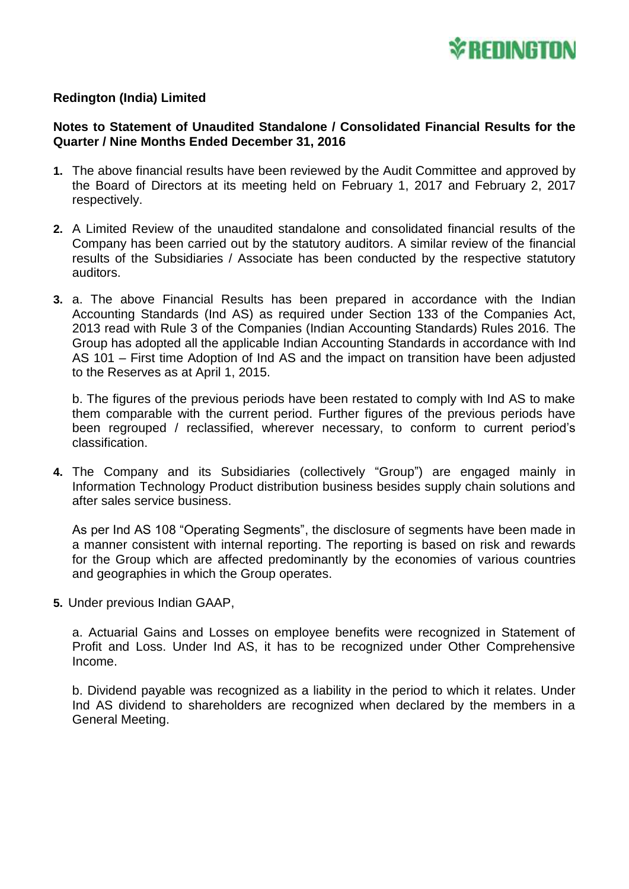**Redington (India) Limited**

**Notes to Statement of Unaudited Standalone / Consolidated Financial Results for the Quarter / Nine Months Ended December 31, 2016**

1. The above financial results have been reviewed by the Audit Committee and approved by the Board of Directors at its meeting held on February 1, 2017 and February 2, 2017 respectively.

2. A Limited Review of the unaudited standalone and consolidated financial results of the Company has been carried out by the statutory auditors. A similar review of the financial results of the Subsidiaries / Associate has been conducted by the respective statutory auditors.

3. a. The above Financial Results has been prepared in accordance with the Indian Accounting Standards (Ind AS) as required under Section 133 of the Companies Act, 2013 read with Rule 3 of the Companies (Indian Accounting Standards) Rules 2016. The Group has adopted all the applicable Indian Accounting Standards in accordance with Ind AS 101 – First time Adoption of Ind AS and the impact on transition have been adjusted to the Reserves as at April 1, 2015.

   b. The figures of the previous periods have been restated to comply with Ind AS to make them comparable with the current period. Further figures of the previous periods have been regrouped / reclassified, wherever necessary, to conform to current period's classification.

4. The Company and its Subsidiaries (collectively "Group") are engaged mainly in Information Technology Product distribution business besides supply chain solutions and after sales service business.

   As per Ind AS 108 "Operating Segments", the disclosure of segments have been made in a manner consistent with internal reporting. The reporting is based on risk and rewards for the Group which are affected predominantly by the economies of various countries and geographies in which the Group operates.

5. Under previous Indian GAAP,

   a. Actuarial Gains and Losses on employee benefits were recognized in Statement of Profit and Loss. Under Ind AS, it has to be recognized under Other Comprehensive Income.

   b. Dividend payable was recognized as a liability in the period to which it relates. Under Ind AS dividend to shareholders are recognized when declared by the members in a General Meeting.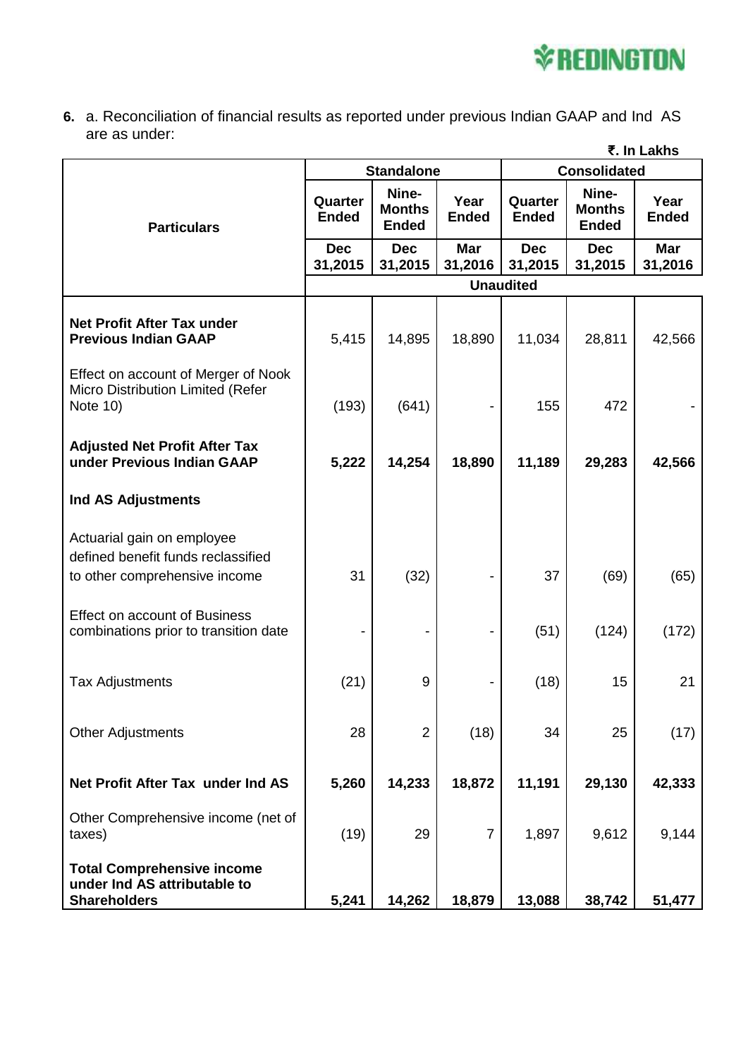6. a. Reconciliation of financial results as reported under previous Indian GAAP and Ind AS are as under:

₹. In Lakhs

| Particulars | Standalone | | | Consolidated | | |
|---|---|---|---|---|---|---|
| | Quarter Ended | Nine-Months Ended | Year Ended | Quarter Ended | Nine-Months Ended | Year Ended |
| | Dec 31,2015 | Dec 31,2015 | Mar 31,2016 | Dec 31,2015 | Dec 31,2015 | Mar 31,2016 |
| | Unaudited | | | | | |
| **Net Profit After Tax under Previous Indian GAAP** | 5,415 | 14,895 | 18,890 | 11,034 | 28,811 | 42,566 |
| Effect on account of Merger of Nook Micro Distribution Limited (Refer Note 10) | (193) | (641) | - | 155 | 472 | - |
| **Adjusted Net Profit After Tax under Previous Indian GAAP** | **5,222** | **14,254** | **18,890** | **11,189** | **29,283** | **42,566** |
| **Ind AS Adjustments** | | | | | | |
| Actuarial gain on employee defined benefit funds reclassified to other comprehensive income | 31 | (32) | - | 37 | (69) | (65) |
| Effect on account of Business combinations prior to transition date | - | - | - | (51) | (124) | (172) |
| Tax Adjustments | (21) | 9 | - | (18) | 15 | 21 |
| Other Adjustments | 28 | 2 | (18) | 34 | 25 | (17) |
| **Net Profit After Tax under Ind AS** | **5,260** | **14,233** | **18,872** | **11,191** | **29,130** | **42,333** |
| Other Comprehensive income (net of taxes) | (19) | 29 | 7 | 1,897 | 9,612 | 9,144 |
| **Total Comprehensive income under Ind AS attributable to Shareholders** | **5,241** | **14,262** | **18,879** | **13,088** | **38,742** | **51,477** |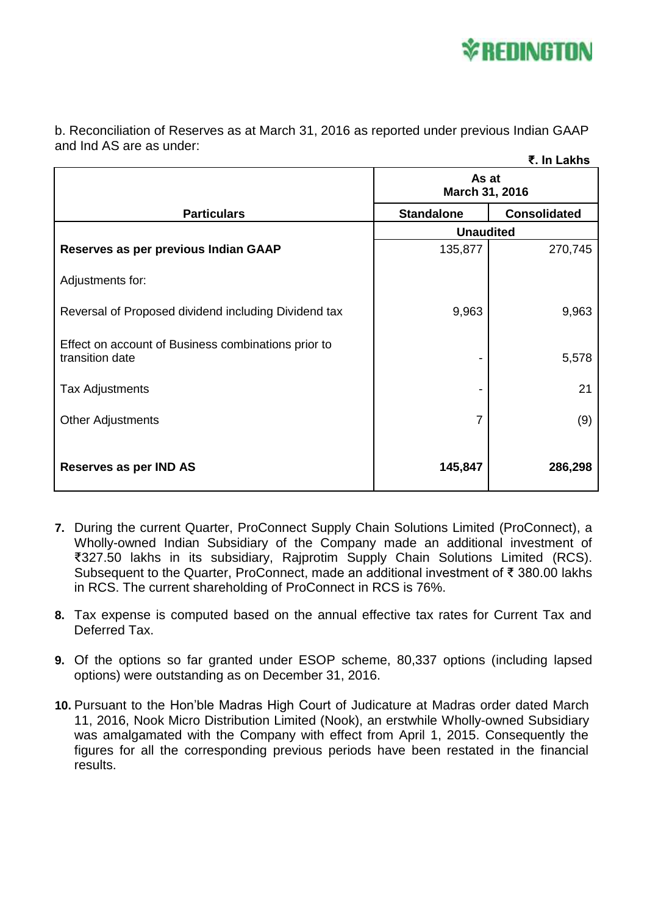b. Reconciliation of Reserves as at March 31, 2016 as reported under previous Indian GAAP and Ind AS are as under:

**₹. In Lakhs**

| Particulars | As at March 31, 2016 | |
|---|---|---|
| | **Standalone** | **Consolidated** |
| | **Unaudited** | |
| **Reserves as per previous Indian GAAP** | 135,877 | 270,745 |
| Adjustments for: | | |
| Reversal of Proposed dividend including Dividend tax | 9,963 | 9,963 |
| Effect on account of Business combinations prior to transition date | - | 5,578 |
| Tax Adjustments | - | 21 |
| Other Adjustments | 7 | (9) |
| **Reserves as per IND AS** | **145,847** | **286,298** |

7. During the current Quarter, ProConnect Supply Chain Solutions Limited (ProConnect), a Wholly-owned Indian Subsidiary of the Company made an additional investment of ₹327.50 lakhs in its subsidiary, Rajprotim Supply Chain Solutions Limited (RCS). Subsequent to the Quarter, ProConnect, made an additional investment of ₹ 380.00 lakhs in RCS. The current shareholding of ProConnect in RCS is 76%.

8. Tax expense is computed based on the annual effective tax rates for Current Tax and Deferred Tax.

9. Of the options so far granted under ESOP scheme, 80,337 options (including lapsed options) were outstanding as on December 31, 2016.

10. Pursuant to the Hon'ble Madras High Court of Judicature at Madras order dated March 11, 2016, Nook Micro Distribution Limited (Nook), an erstwhile Wholly-owned Subsidiary was amalgamated with the Company with effect from April 1, 2015. Consequently the figures for all the corresponding previous periods have been restated in the financial results.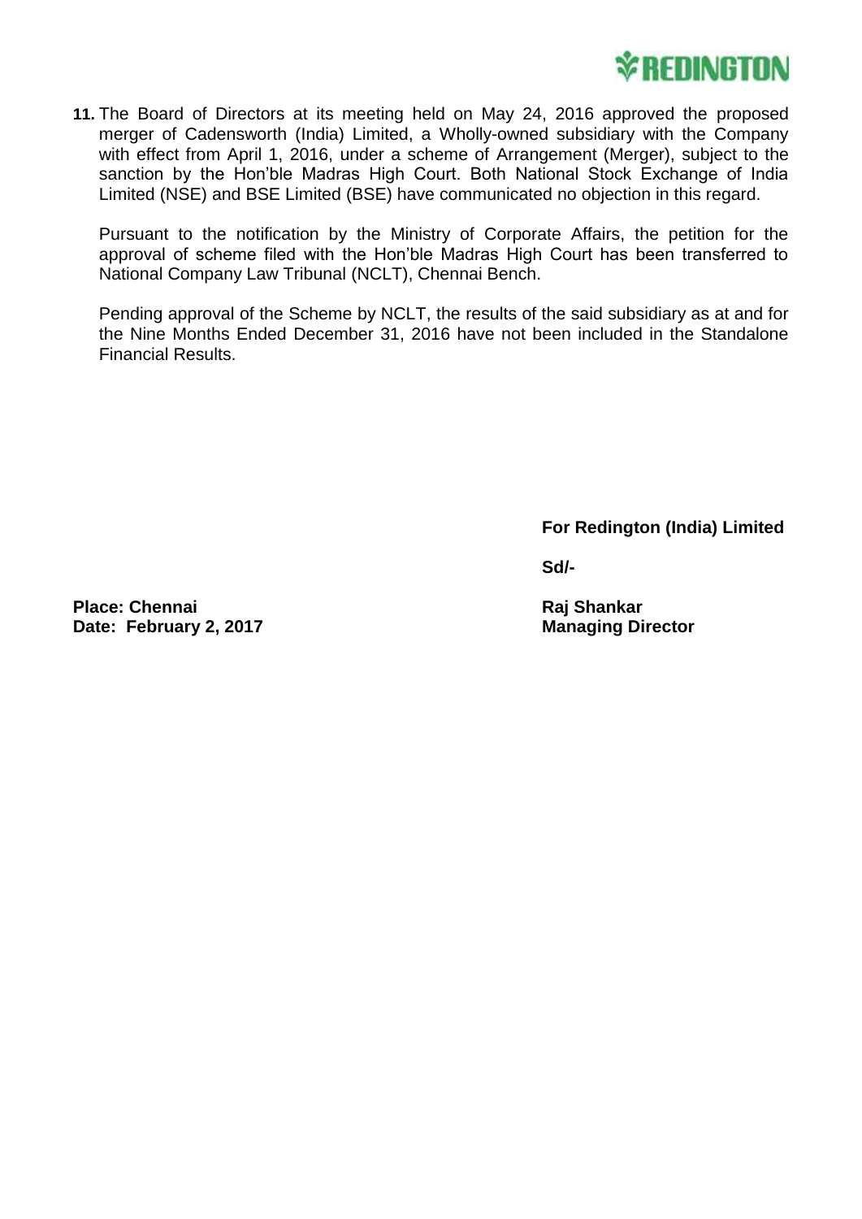11. The Board of Directors at its meeting held on May 24, 2016 approved the proposed merger of Cadensworth (India) Limited, a Wholly-owned subsidiary with the Company with effect from April 1, 2016, under a scheme of Arrangement (Merger), subject to the sanction by the Hon'ble Madras High Court. Both National Stock Exchange of India Limited (NSE) and BSE Limited (BSE) have communicated no objection in this regard.

    Pursuant to the notification by the Ministry of Corporate Affairs, the petition for the approval of scheme filed with the Hon'ble Madras High Court has been transferred to National Company Law Tribunal (NCLT), Chennai Bench.

    Pending approval of the Scheme by NCLT, the results of the said subsidiary as at and for the Nine Months Ended December 31, 2016 have not been included in the Standalone Financial Results.

**For Redington (India) Limited**

**Sd/-**

**Raj Shankar**
**Managing Director**

**Place: Chennai**
**Date: February 2, 2017**